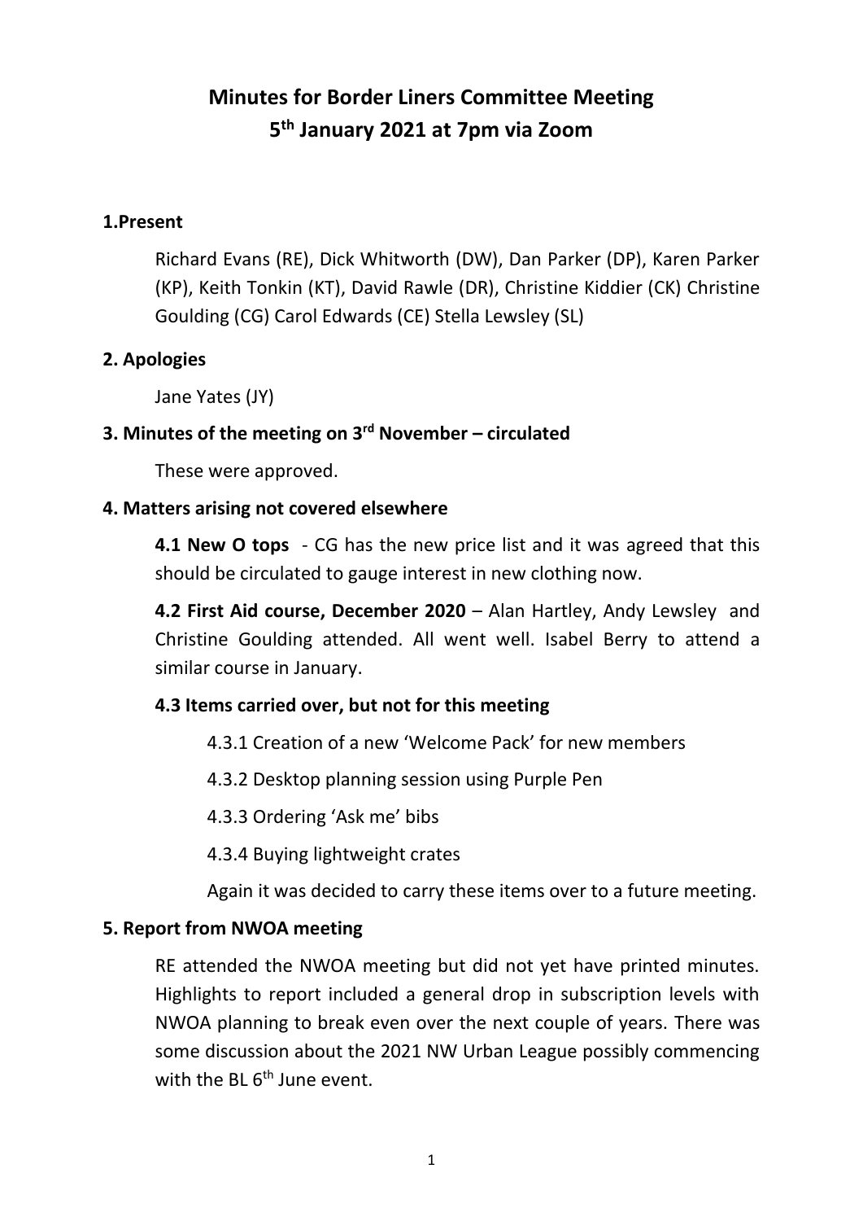# Minutes for Border Liners Committee Meeting
# 5th January 2021 at 7pm via Zoom

## 1.Present

Richard Evans (RE), Dick Whitworth (DW), Dan Parker (DP), Karen Parker (KP), Keith Tonkin (KT), David Rawle (DR), Christine Kiddier (CK) Christine Goulding (CG) Carol Edwards (CE) Stella Lewsley (SL)

## 2. Apologies

Jane Yates (JY)

## 3. Minutes of the meeting on 3rd November – circulated

These were approved.

## 4. Matters arising not covered elsewhere

**4.1 New O tops** - CG has the new price list and it was agreed that this should be circulated to gauge interest in new clothing now.

**4.2 First Aid course, December 2020** – Alan Hartley, Andy Lewsley and Christine Goulding attended. All went well. Isabel Berry to attend a similar course in January.

**4.3 Items carried over, but not for this meeting**

4.3.1 Creation of a new 'Welcome Pack' for new members

4.3.2 Desktop planning session using Purple Pen

4.3.3 Ordering 'Ask me' bibs

4.3.4 Buying lightweight crates

Again it was decided to carry these items over to a future meeting.

## 5. Report from NWOA meeting

RE attended the NWOA meeting but did not yet have printed minutes. Highlights to report included a general drop in subscription levels with NWOA planning to break even over the next couple of years. There was some discussion about the 2021 NW Urban League possibly commencing with the BL 6th June event.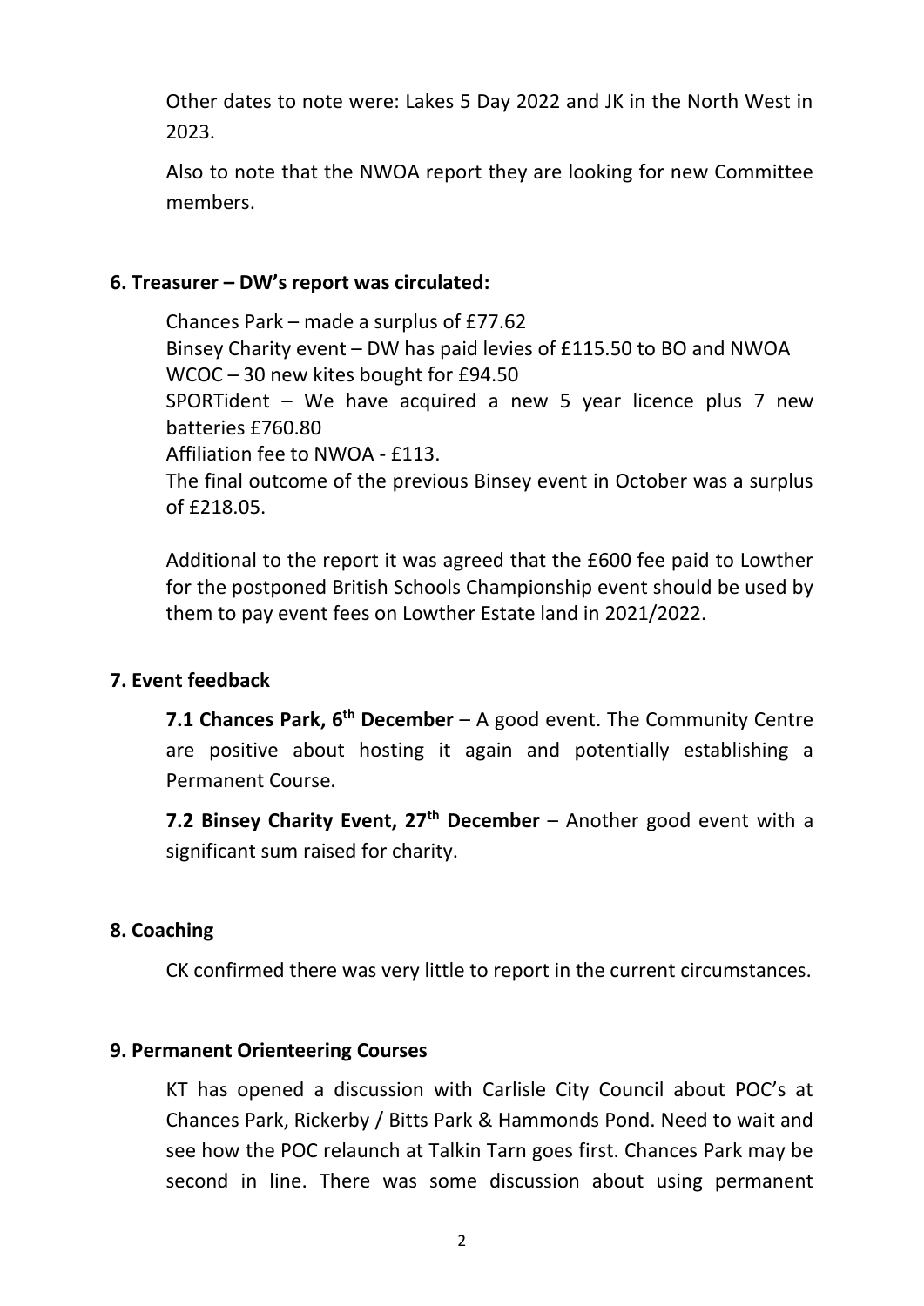Other dates to note were: Lakes 5 Day 2022 and JK in the North West in 2023.

Also to note that the NWOA report they are looking for new Committee members.

**6. Treasurer – DW's report was circulated:**

Chances Park – made a surplus of £77.62
Binsey Charity event – DW has paid levies of £115.50 to BO and NWOA
WCOC – 30 new kites bought for £94.50
SPORTident – We have acquired a new 5 year licence plus 7 new batteries £760.80
Affiliation fee to NWOA - £113.
The final outcome of the previous Binsey event in October was a surplus of £218.05.

Additional to the report it was agreed that the £600 fee paid to Lowther for the postponed British Schools Championship event should be used by them to pay event fees on Lowther Estate land in 2021/2022.

**7. Event feedback**

**7.1 Chances Park, 6th December** – A good event. The Community Centre are positive about hosting it again and potentially establishing a Permanent Course.

**7.2 Binsey Charity Event, 27th December** – Another good event with a significant sum raised for charity.

**8. Coaching**

CK confirmed there was very little to report in the current circumstances.

**9. Permanent Orienteering Courses**

KT has opened a discussion with Carlisle City Council about POC's at Chances Park, Rickerby / Bitts Park & Hammonds Pond. Need to wait and see how the POC relaunch at Talkin Tarn goes first. Chances Park may be second in line. There was some discussion about using permanent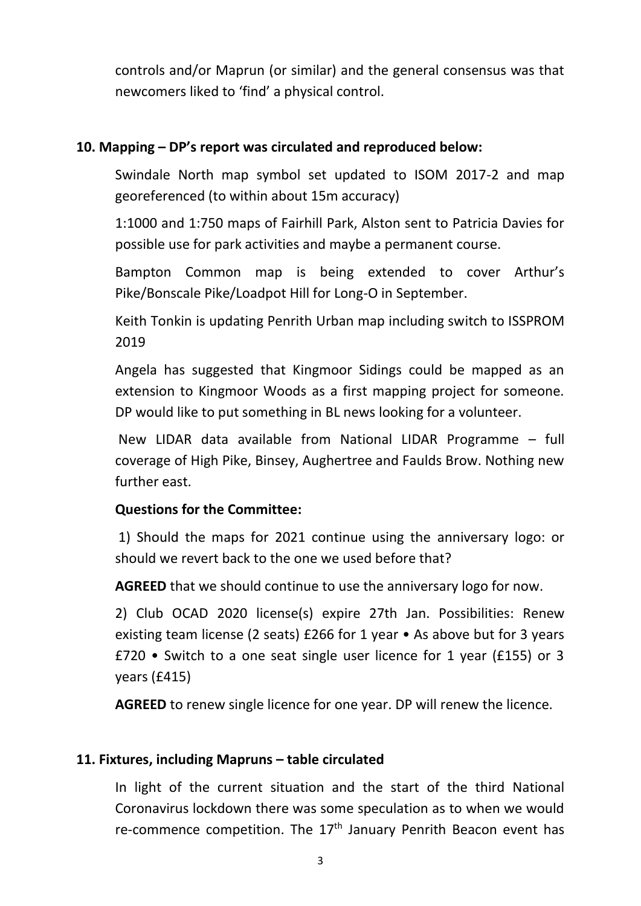controls and/or Maprun (or similar) and the general consensus was that newcomers liked to 'find' a physical control.

**10. Mapping – DP's report was circulated and reproduced below:**

Swindale North map symbol set updated to ISOM 2017-2 and map georeferenced (to within about 15m accuracy)

1:1000 and 1:750 maps of Fairhill Park, Alston sent to Patricia Davies for possible use for park activities and maybe a permanent course.

Bampton Common map is being extended to cover Arthur's Pike/Bonscale Pike/Loadpot Hill for Long-O in September.

Keith Tonkin is updating Penrith Urban map including switch to ISSPROM 2019

Angela has suggested that Kingmoor Sidings could be mapped as an extension to Kingmoor Woods as a first mapping project for someone. DP would like to put something in BL news looking for a volunteer.

New LIDAR data available from National LIDAR Programme – full coverage of High Pike, Binsey, Aughertree and Faulds Brow. Nothing new further east.

**Questions for the Committee:**

1) Should the maps for 2021 continue using the anniversary logo: or should we revert back to the one we used before that?

**AGREED** that we should continue to use the anniversary logo for now.

2) Club OCAD 2020 license(s) expire 27th Jan. Possibilities: Renew existing team license (2 seats) £266 for 1 year • As above but for 3 years £720 • Switch to a one seat single user licence for 1 year (£155) or 3 years (£415)

**AGREED** to renew single licence for one year. DP will renew the licence.

**11. Fixtures, including Mapruns – table circulated**

In light of the current situation and the start of the third National Coronavirus lockdown there was some speculation as to when we would re-commence competition. The 17th January Penrith Beacon event has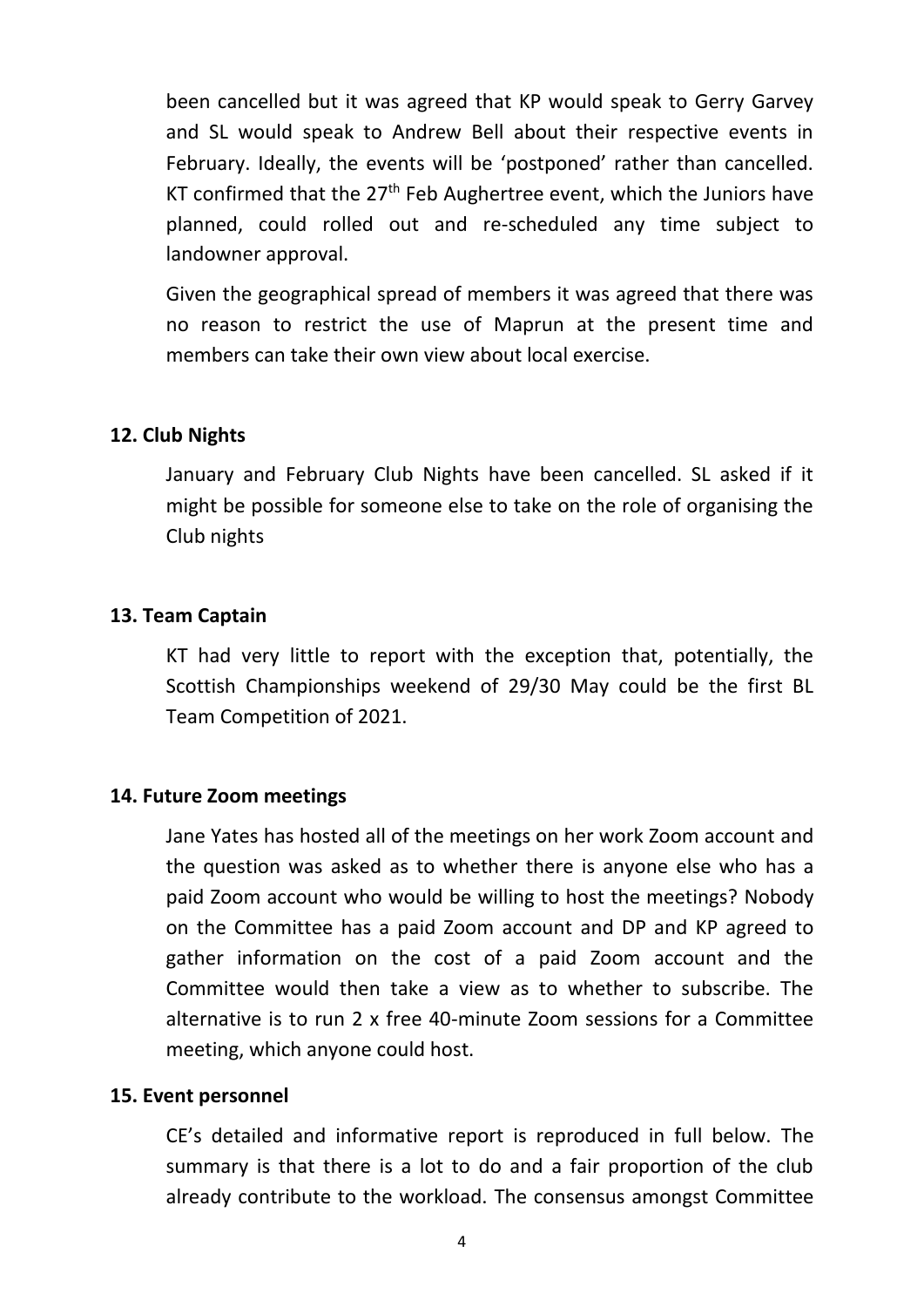been cancelled but it was agreed that KP would speak to Gerry Garvey and SL would speak to Andrew Bell about their respective events in February. Ideally, the events will be 'postponed' rather than cancelled. KT confirmed that the 27th Feb Aughertree event, which the Juniors have planned, could rolled out and re-scheduled any time subject to landowner approval.

Given the geographical spread of members it was agreed that there was no reason to restrict the use of Maprun at the present time and members can take their own view about local exercise.

**12. Club Nights**

January and February Club Nights have been cancelled. SL asked if it might be possible for someone else to take on the role of organising the Club nights

**13. Team Captain**

KT had very little to report with the exception that, potentially, the Scottish Championships weekend of 29/30 May could be the first BL Team Competition of 2021.

**14. Future Zoom meetings**

Jane Yates has hosted all of the meetings on her work Zoom account and the question was asked as to whether there is anyone else who has a paid Zoom account who would be willing to host the meetings? Nobody on the Committee has a paid Zoom account and DP and KP agreed to gather information on the cost of a paid Zoom account and the Committee would then take a view as to whether to subscribe. The alternative is to run 2 x free 40-minute Zoom sessions for a Committee meeting, which anyone could host.

**15. Event personnel**

CE's detailed and informative report is reproduced in full below. The summary is that there is a lot to do and a fair proportion of the club already contribute to the workload. The consensus amongst Committee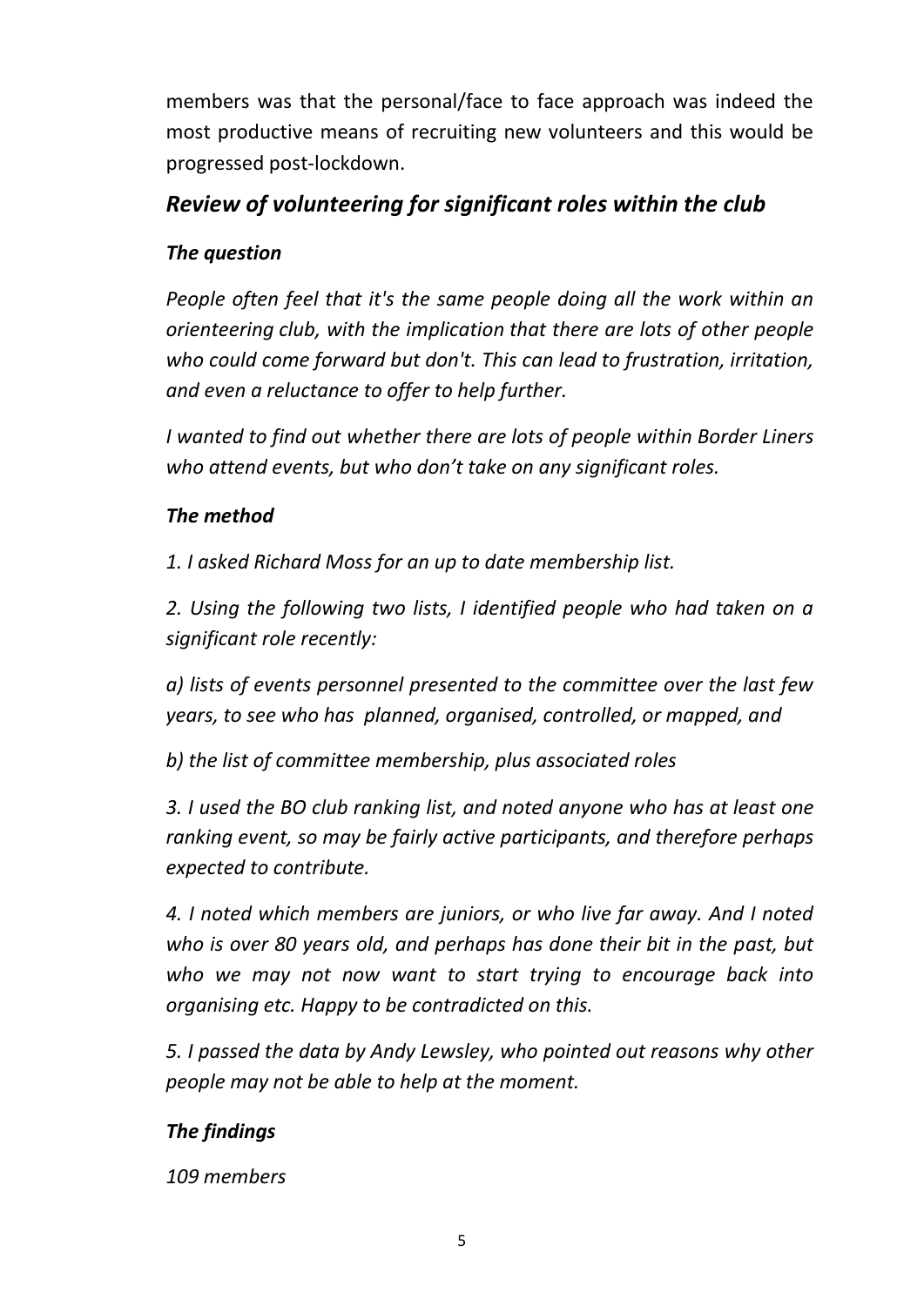members was that the personal/face to face approach was indeed the most productive means of recruiting new volunteers and this would be progressed post-lockdown.

## *Review of volunteering for significant roles within the club*

### *The question*

*People often feel that it's the same people doing all the work within an orienteering club, with the implication that there are lots of other people who could come forward but don't. This can lead to frustration, irritation, and even a reluctance to offer to help further.*

*I wanted to find out whether there are lots of people within Border Liners who attend events, but who don't take on any significant roles.*

### *The method*

*1. I asked Richard Moss for an up to date membership list.*

*2. Using the following two lists, I identified people who had taken on a significant role recently:*

*a) lists of events personnel presented to the committee over the last few years, to see who has planned, organised, controlled, or mapped, and*

*b) the list of committee membership, plus associated roles*

*3. I used the BO club ranking list, and noted anyone who has at least one ranking event, so may be fairly active participants, and therefore perhaps expected to contribute.*

*4. I noted which members are juniors, or who live far away. And I noted who is over 80 years old, and perhaps has done their bit in the past, but who we may not now want to start trying to encourage back into organising etc. Happy to be contradicted on this.*

*5. I passed the data by Andy Lewsley, who pointed out reasons why other people may not be able to help at the moment.*

### *The findings*

*109 members*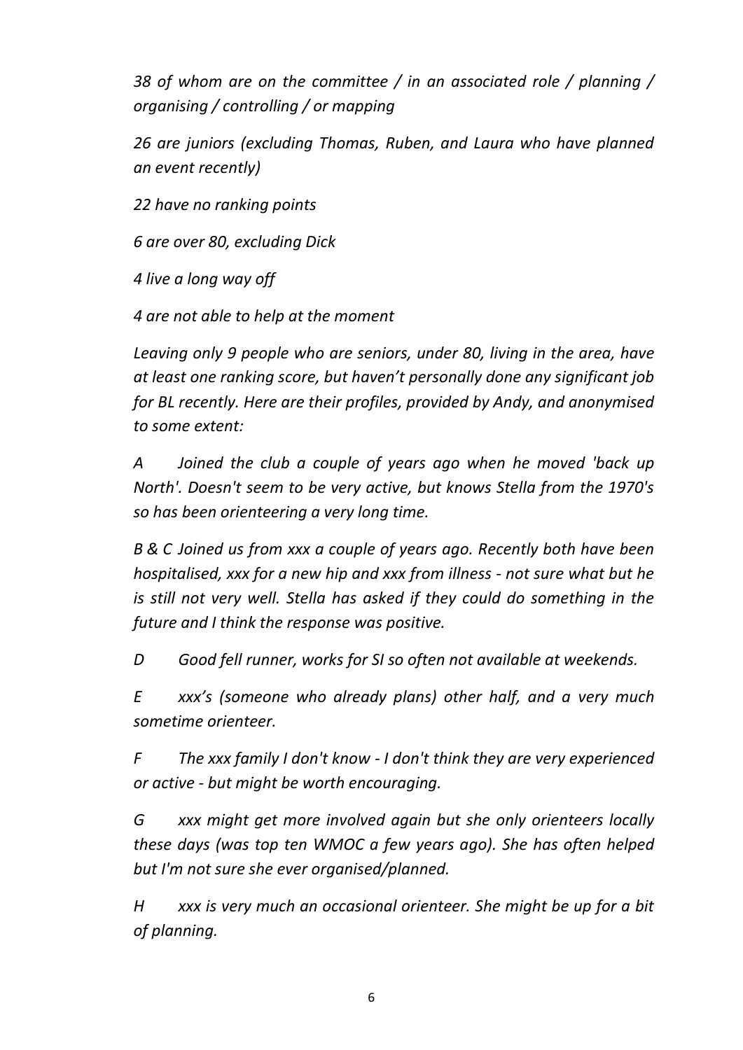*38 of whom are on the committee / in an associated role / planning / organising / controlling / or mapping*

*26 are juniors (excluding Thomas, Ruben, and Laura who have planned an event recently)*

*22 have no ranking points*

*6 are over 80, excluding Dick*

*4 live a long way off*

*4 are not able to help at the moment*

*Leaving only 9 people who are seniors, under 80, living in the area, have at least one ranking score, but haven't personally done any significant job for BL recently. Here are their profiles, provided by Andy, and anonymised to some extent:*

*A Joined the club a couple of years ago when he moved 'back up North'. Doesn't seem to be very active, but knows Stella from the 1970's so has been orienteering a very long time.*

*B & C Joined us from xxx a couple of years ago. Recently both have been hospitalised, xxx for a new hip and xxx from illness - not sure what but he is still not very well. Stella has asked if they could do something in the future and I think the response was positive.*

*D Good fell runner, works for SI so often not available at weekends.*

*E xxx's (someone who already plans) other half, and a very much sometime orienteer.*

*F The xxx family I don't know - I don't think they are very experienced or active - but might be worth encouraging.*

*G xxx might get more involved again but she only orienteers locally these days (was top ten WMOC a few years ago). She has often helped but I'm not sure she ever organised/planned.*

*H xxx is very much an occasional orienteer. She might be up for a bit of planning.*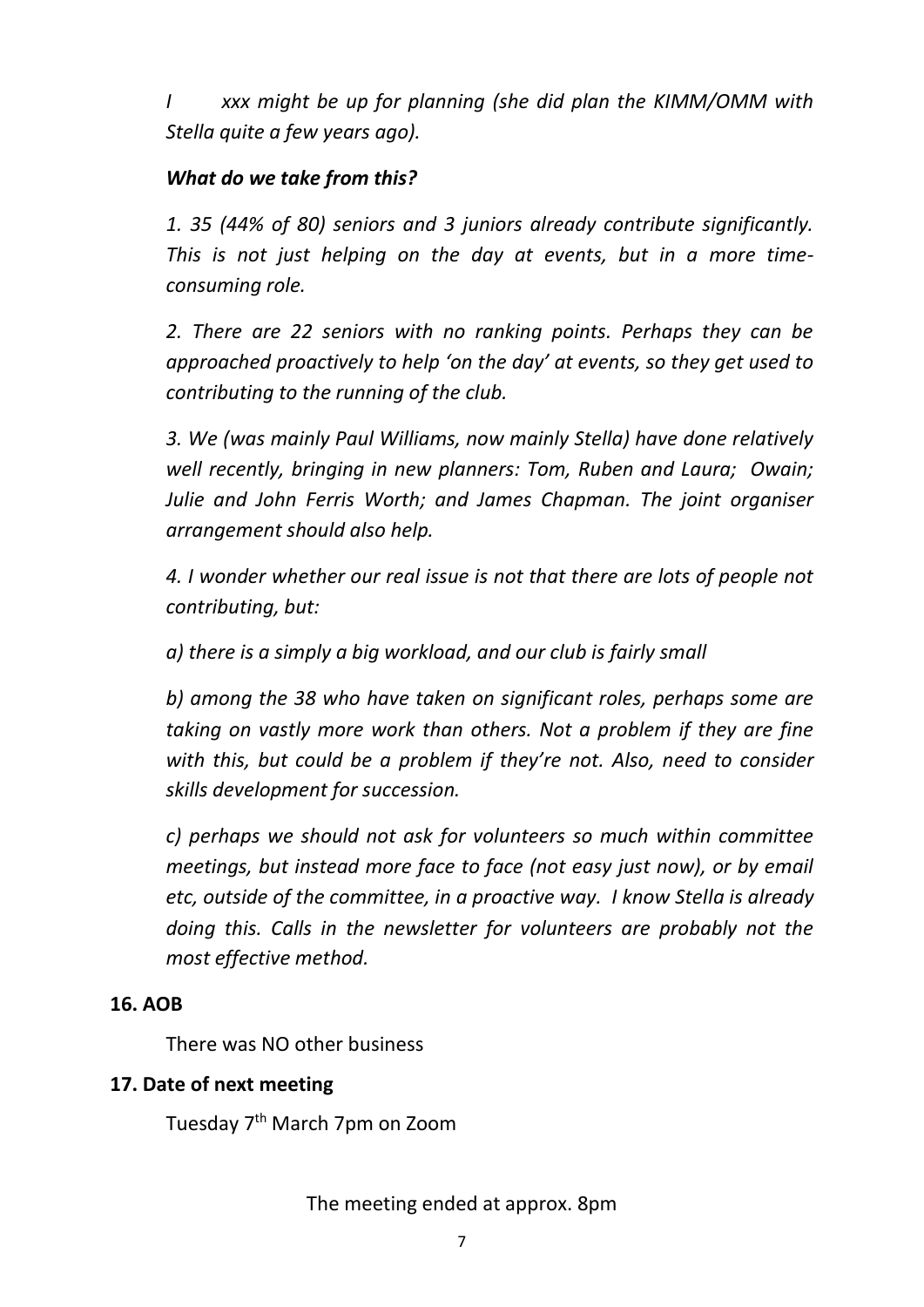*I xxx might be up for planning (she did plan the KIMM/OMM with Stella quite a few years ago).*

***What do we take from this?***

*1. 35 (44% of 80) seniors and 3 juniors already contribute significantly. This is not just helping on the day at events, but in a more time-consuming role.*

*2. There are 22 seniors with no ranking points. Perhaps they can be approached proactively to help 'on the day' at events, so they get used to contributing to the running of the club.*

*3. We (was mainly Paul Williams, now mainly Stella) have done relatively well recently, bringing in new planners: Tom, Ruben and Laura; Owain; Julie and John Ferris Worth; and James Chapman. The joint organiser arrangement should also help.*

*4. I wonder whether our real issue is not that there are lots of people not contributing, but:*

*a) there is a simply a big workload, and our club is fairly small*

*b) among the 38 who have taken on significant roles, perhaps some are taking on vastly more work than others. Not a problem if they are fine with this, but could be a problem if they're not. Also, need to consider skills development for succession.*

*c) perhaps we should not ask for volunteers so much within committee meetings, but instead more face to face (not easy just now), or by email etc, outside of the committee, in a proactive way. I know Stella is already doing this. Calls in the newsletter for volunteers are probably not the most effective method.*

**16. AOB**

There was NO other business

**17. Date of next meeting**

Tuesday 7th March 7pm on Zoom

The meeting ended at approx. 8pm